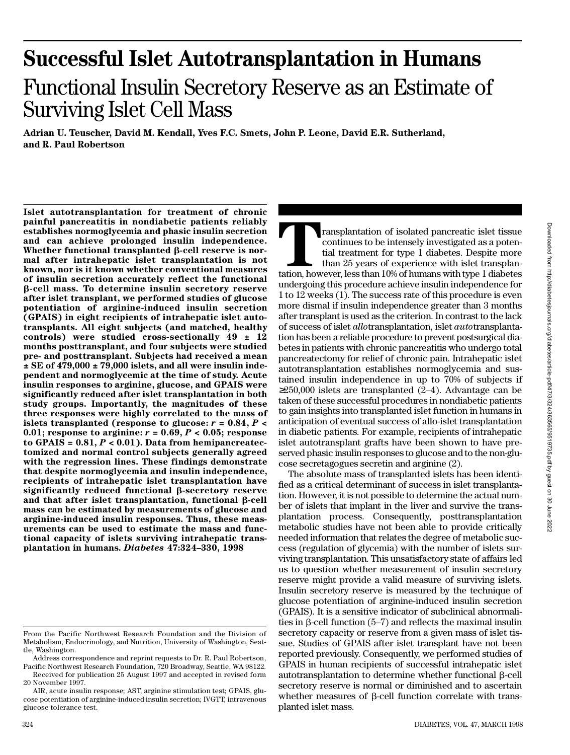# Successful Islet Autotransplantation in Humans

## Functional Insulin Secretory Reserve as an Estimate of Surviving Islet Cell Mass

**Adrian U. Teuscher, David M. Kendall, Yves F.C. Smets, John P. Leone, David E.R. Sutherland, and R. Paul Robertson**

**Islet autotransplantation for treatment of chronic painful pancreatitis in nondiabetic patients reliably establishes normoglycemia and phasic insulin secretion and can achieve prolonged insulin independence. Whether functional transplanted β-cell reserve is normal after intrahepatic islet transplantation is not known, nor is it known whether conventional measures of insulin secretion accurately reflect the functional β-cell mass. To determine insulin secretory reserve after islet transplant, we performed studies of glucose potentiation of arginine-induced insulin secretion (GPAIS) in eight recipients of intrahepatic islet autotransplants. All eight subjects (and matched, healthy controls) were studied cross-sectionally 49 ± 12 months posttransplant, and four subjects were studied pre- and posttransplant. Subjects had received a mean ± SE of 479,000 ± 79,000 islets, and all were insulin independent and normoglycemic at the time of study. Acute insulin responses to arginine, glucose, and GPAIS were significantly reduced after islet transplantation in both study groups. Importantly, the magnitudes of these three responses were highly correlated to the mass of islets transplanted (response to glucose: $r = 0.84$, $P < 0.01$; response to arginine: $r = 0.69$, $P < 0.05$; response to GPAIS = 0.81, $P < 0.01$). Data from hemipancreatectomized and normal control subjects generally agreed with the regression lines. These findings demonstrate that despite normoglycemia and insulin independence, recipients of intrahepatic islet transplantation have significantly reduced functional β-secretory reserve and that after islet transplantation, functional β-cell mass can be estimated by measurements of glucose and arginine-induced insulin responses. Thus, these measurements can be used to estimate the mass and functional capacity of islets surviving intrahepatic transplantation in humans. *Diabetes* 47:324–330, 1998**

Transplantation of isolated pancreatic islet tissue continues to be intensely investigated as a potential treatment for type 1 diabetes. Despite more than 25 years of experience with islet transplantation, however, less than 10% of humans with type 1 diabetes undergoing this procedure achieve insulin independence for 1 to 12 weeks (1). The success rate of this procedure is even more dismal if insulin independence greater than 3 months after transplant is used as the criterion. In contrast to the lack of success of islet *allo*transplantation, islet *auto*transplantation has been a reliable procedure to prevent postsurgical diabetes in patients with chronic pancreatitis who undergo total pancreatectomy for relief of chronic pain. Intrahepatic islet autotransplantation establishes normoglycemia and sustained insulin independence in up to 70% of subjects if ≥250,000 islets are transplanted (2–4). Advantage can be taken of these successful procedures in nondiabetic patients to gain insights into transplanted islet function in humans in anticipation of eventual success of allo-islet transplantation in diabetic patients. For example, recipients of intrahepatic islet autotransplant grafts have been shown to have preserved phasic insulin responses to glucose and to the non-glucose secretagogues secretin and arginine (2).

The absolute mass of transplanted islets has been identified as a critical determinant of success in islet transplantation. However, it is not possible to determine the actual number of islets that implant in the liver and survive the transplantation process. Consequently, posttransplantation metabolic studies have not been able to provide critically needed information that relates the degree of metabolic success (regulation of glycemia) with the number of islets surviving transplantation. This unsatisfactory state of affairs led us to question whether measurement of insulin secretory reserve might provide a valid measure of surviving islets. Insulin secretory reserve is measured by the technique of glucose potentiation of arginine-induced insulin secretion (GPAIS). It is a sensitive indicator of subclinical abnormalities in β-cell function (5–7) and reflects the maximal insulin secretory capacity or reserve from a given mass of islet tissue. Studies of GPAIS after islet transplant have not been reported previously. Consequently, we performed studies of GPAIS in human recipients of successful intrahepatic islet autotransplantation to determine whether functional β-cell secretory reserve is normal or diminished and to ascertain whether measures of β-cell function correlate with transplanted islet mass.

From the Pacific Northwest Research Foundation and the Division of Metabolism, Endocrinology, and Nutrition, University of Washington, Seattle, Washington.

Address correspondence and reprint requests to Dr. R. Paul Robertson, Pacific Northwest Research Foundation, 720 Broadway, Seattle, WA 98122.

Received for publication 25 August 1997 and accepted in revised form 20 November 1997.

AIR, acute insulin response; AST, arginine stimulation test; GPAIS, glucose potentiation of arginine-induced insulin secretion; IVGTT, intravenous glucose tolerance test.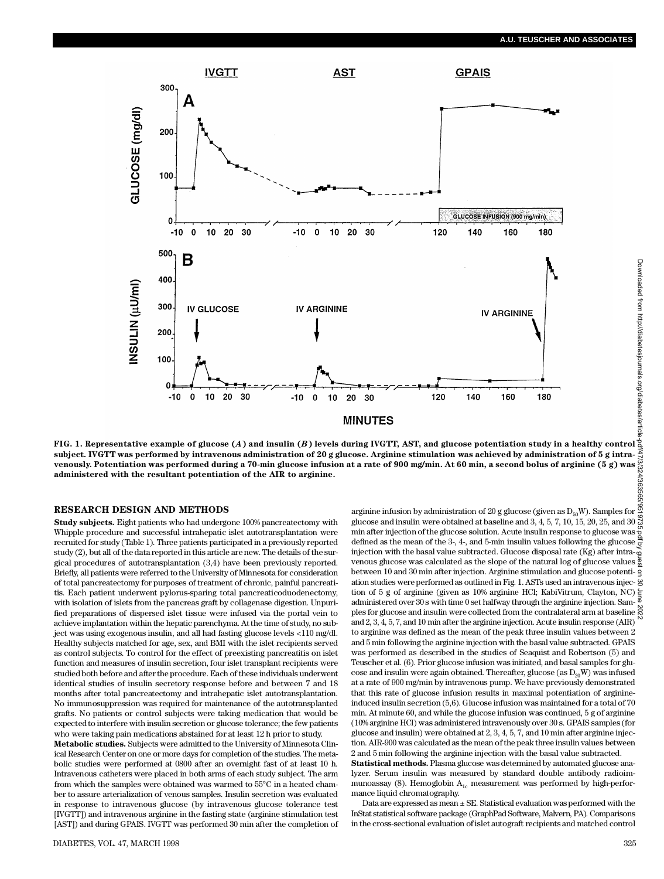FIG. 1. Representative example of glucose (*A*) and insulin (*B*) levels during IVGTT, AST, and glucose potentiation study in a healthy control subject. IVGTT was performed by intravenous administration of 20 g glucose. Arginine stimulation was achieved by administration of 5 g intravenously. Potentiation was performed during a 70-min glucose infusion at a rate of 900 mg/min. At 60 min, a second bolus of arginine (5 g) was administered with the resultant potentiation of the AIR to arginine.

## RESEARCH DESIGN AND METHODS

**Study subjects.** Eight patients who had undergone 100% pancreatectomy with Whipple procedure and successful intrahepatic islet autotransplantation were recruited for study (Table 1). Three patients participated in a previously reported study (2), but all of the data reported in this article are new. The details of the surgical procedures of autotransplantation (3,4) have been previously reported. Briefly, all patients were referred to the University of Minnesota for consideration of total pancreatectomy for purposes of treatment of chronic, painful pancreatitis. Each patient underwent pylorus-sparing total pancreaticoduodenectomy, with isolation of islets from the pancreas graft by collagenase digestion. Unpurified preparations of dispersed islet tissue were infused via the portal vein to achieve implantation within the hepatic parenchyma. At the time of study, no subject was using exogenous insulin, and all had fasting glucose levels <110 mg/dl. Healthy subjects matched for age, sex, and BMI with the islet recipients served as control subjects. To control for the effect of preexisting pancreatitis on islet function and measures of insulin secretion, four islet transplant recipients were studied both before and after the procedure. Each of these individuals underwent identical studies of insulin secretory response before and between 7 and 18 months after total pancreatectomy and intrahepatic islet autotransplantation. No immunosuppression was required for maintenance of the autotransplanted grafts. No patients or control subjects were taking medication that would be expected to interfere with insulin secretion or glucose tolerance; the few patients who were taking pain medications abstained for at least 12 h prior to study.

**Metabolic studies.** Subjects were admitted to the University of Minnesota Clinical Research Center on one or more days for completion of the studies. The metabolic studies were performed at 0800 after an overnight fast of at least 10 h. Intravenous catheters were placed in both arms of each study subject. The arm from which the samples were obtained was warmed to 55°C in a heated chamber to assure arterialization of venous samples. Insulin secretion was evaluated in response to intravenous glucose (by intravenous glucose tolerance test [IVGTT]) and intravenous arginine in the fasting state (arginine stimulation test [AST]) and during GPAIS. IVGTT was performed 30 min after the completion of arginine infusion by administration of 20 g glucose (given as $D_{50}W$). Samples for glucose and insulin were obtained at baseline and 3, 4, 5, 7, 10, 15, 20, 25, and 30 min after injection of the glucose solution. Acute insulin response to glucose was defined as the mean of the 3-, 4-, and 5-min insulin values following the glucose injection with the basal value subtracted. Glucose disposal rate (Kg) after intravenous glucose was calculated as the slope of the natural log of glucose values between 10 and 30 min after injection. Arginine stimulation and glucose potentiation studies were performed as outlined in Fig. 1. ASTs used an intravenous injection of 5 g of arginine (given as 10% arginine HCl; KabiVitrum, Clayton, NC) administered over 30 s with time 0 set halfway through the arginine injection. Samples for glucose and insulin were collected from the contralateral arm at baseline and 2, 3, 4, 5, 7, and 10 min after the arginine injection. Acute insulin response (AIR) to arginine was defined as the mean of the peak three insulin values between 2 and 5 min following the arginine injection with the basal value subtracted. GPAIS was performed as described in the studies of Seaquist and Robertson (5) and Teuscher et al. (6). Prior glucose infusion was initiated, and basal samples for glucose and insulin were again obtained. Thereafter, glucose (as $D_{20}W$) was infused at a rate of 900 mg/min by intravenous pump. We have previously demonstrated that this rate of glucose infusion results in maximal potentiation of arginine-induced insulin secretion (5,6). Glucose infusion was maintained for a total of 70 min. At minute 60, and while the glucose infusion was continued, 5 g of arginine (10% arginine HCl) was administered intravenously over 30 s. GPAIS samples (for glucose and insulin) were obtained at 2, 3, 4, 5, 7, and 10 min after arginine injection. AIR-900 was calculated as the mean of the peak three insulin values between 2 and 5 min following the arginine injection with the basal value subtracted.

**Statistical methods.** Plasma glucose was determined by automated glucose analyzer. Serum insulin was measured by standard double antibody radioimmunoassay (8). Hemoglobin $A_{1c}$ measurement was performed by high-performance liquid chromatography.

Data are expressed as mean ± SE. Statistical evaluation was performed with the InStat statistical software package (GraphPad Software, Malvern, PA). Comparisons in the cross-sectional evaluation of islet autograft recipients and matched control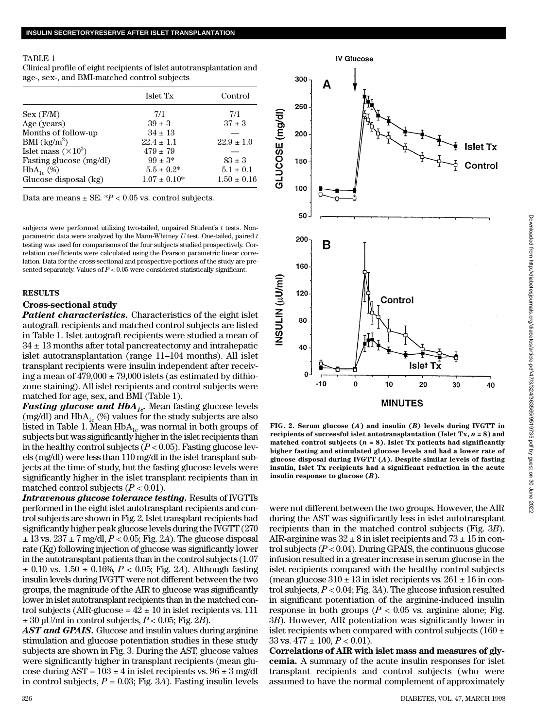TABLE 1

Clinical profile of eight recipients of islet autotransplantation and age-, sex-, and BMI-matched control subjects

| | Islet Tx | Control |
|---|---|---|
| Sex (F/M) | 7/1 | 7/1 |
| Age (years) | 39 ± 3 | 37 ± 3 |
| Months of follow-up | 34 ± 13 | — |
| BMI (kg/m$^2$) | 22.4 ± 1.1 | 22.9 ± 1.0 |
| Islet mass (×10$^3$) | 479 ± 79 | — |
| Fasting glucose (mg/dl) | 99 ± 3* | 83 ± 3 |
| HbA$_{1c}$ (%) | 5.5 ± 0.2* | 5.1 ± 0.1 |
| Glucose disposal (kg) | 1.07 ± 0.10* | 1.50 ± 0.16 |

Data are means ± SE. *$P < 0.05$ vs. control subjects.

subjects were performed utilizing two-tailed, unpaired Student's $t$ tests. Nonparametric data were analyzed by the Mann-Whitney $U$ test. One-tailed, paired $t$ testing was used for comparisons of the four subjects studied prospectively. Correlation coefficients were calculated using the Pearson parametric linear correlation. Data for the cross-sectional and prospective portions of the study are presented separately. Values of $P < 0.05$ were considered statistically significant.

## RESULTS

### Cross-sectional study

***Patient characteristics.*** Characteristics of the eight islet autograft recipients and matched control subjects are listed in Table 1. Islet autograft recipients were studied a mean of 34 ± 13 months after total pancreatectomy and intrahepatic islet autotransplantation (range 11–104 months). All islet transplant recipients were insulin independent after receiving a mean of 479,000 ± 79,000 islets (as estimated by dithiozone staining). All islet recipients and control subjects were matched for age, sex, and BMI (Table 1).

***Fasting glucose and HbA$_{1c}$.*** Mean fasting glucose levels (mg/dl) and HbA$_{1c}$ (%) values for the study subjects are also listed in Table 1. Mean HbA$_{1c}$ was normal in both groups of subjects but was significantly higher in the islet recipients than in the healthy control subjects ($P < 0.05$). Fasting glucose levels (mg/dl) were less than 110 mg/dl in the islet transplant subjects at the time of study, but the fasting glucose levels were significantly higher in the islet transplant recipients than in matched control subjects ($P < 0.01$).

***Intravenous glucose tolerance testing.*** Results of IVGTTs performed in the eight islet autotransplant recipients and control subjects are shown in Fig. 2. Islet transplant recipients had significantly higher peak glucose levels during the IVGTT (270 ± 13 vs. 237 ± 7 mg/dl, $P < 0.05$; Fig. 2*A*). The glucose disposal rate (Kg) following injection of glucose was significantly lower in the autotransplant patients than in the control subjects (1.07 ± 0.10 vs. 1.50 ± 0.16%, $P < 0.05$; Fig. 2*A*). Although fasting insulin levels during IVGTT were not different between the two groups, the magnitude of the AIR to glucose was significantly lower in islet autotransplant recipients than in the matched control subjects (AIR-glucose = 42 ± 10 in islet recipients vs. 111 ± 30 µU/ml in control subjects, $P < 0.05$; Fig. 2*B*).

***AST and GPAIS.*** Glucose and insulin values during arginine stimulation and glucose potentiation studies in these study subjects are shown in Fig. 3. During the AST, glucose values were significantly higher in transplant recipients (mean glucose during AST = 103 ± 4 in islet recipients vs. 96 ± 3 mg/dl in control subjects, $P = 0.03$; Fig. 3*A*). Fasting insulin levels

**FIG. 2. Serum glucose (*A*) and insulin (*B*) levels during IVGTT in recipients of successful islet autotransplantation (Islet Tx, *n* = 8) and matched control subjects (*n* = 8). Islet Tx patients had significantly higher fasting and stimulated glucose levels and had a lower rate of glucose disposal during IVGTT (*A*). Despite similar levels of fasting insulin, Islet Tx recipients had a significant reduction in the acute insulin response to glucose (*B*).**

were not different between the two groups. However, the AIR during the AST was significantly less in islet autotransplant recipients than in the matched control subjects (Fig. 3*B*). AIR-arginine was 32 ± 8 in islet recipients and 73 ± 15 in control subjects ($P < 0.04$). During GPAIS, the continuous glucose infusion resulted in a greater increase in serum glucose in the islet recipients compared with the healthy control subjects (mean glucose 310 ± 13 in islet recipients vs. 261 ± 16 in control subjects, $P < 0.04$; Fig. 3*A*). The glucose infusion resulted in significant potentiation of the arginine-induced insulin response in both groups ($P < 0.05$ vs. arginine alone; Fig. 3*B*). However, AIR potentiation was significantly lower in islet recipients when compared with control subjects (160 ± 33 vs. 477 ± 100, $P < 0.01$).

**Correlations of AIR with islet mass and measures of glycemia.** A summary of the acute insulin responses for islet transplant recipients and control subjects (who were assumed to have the normal complement of approximately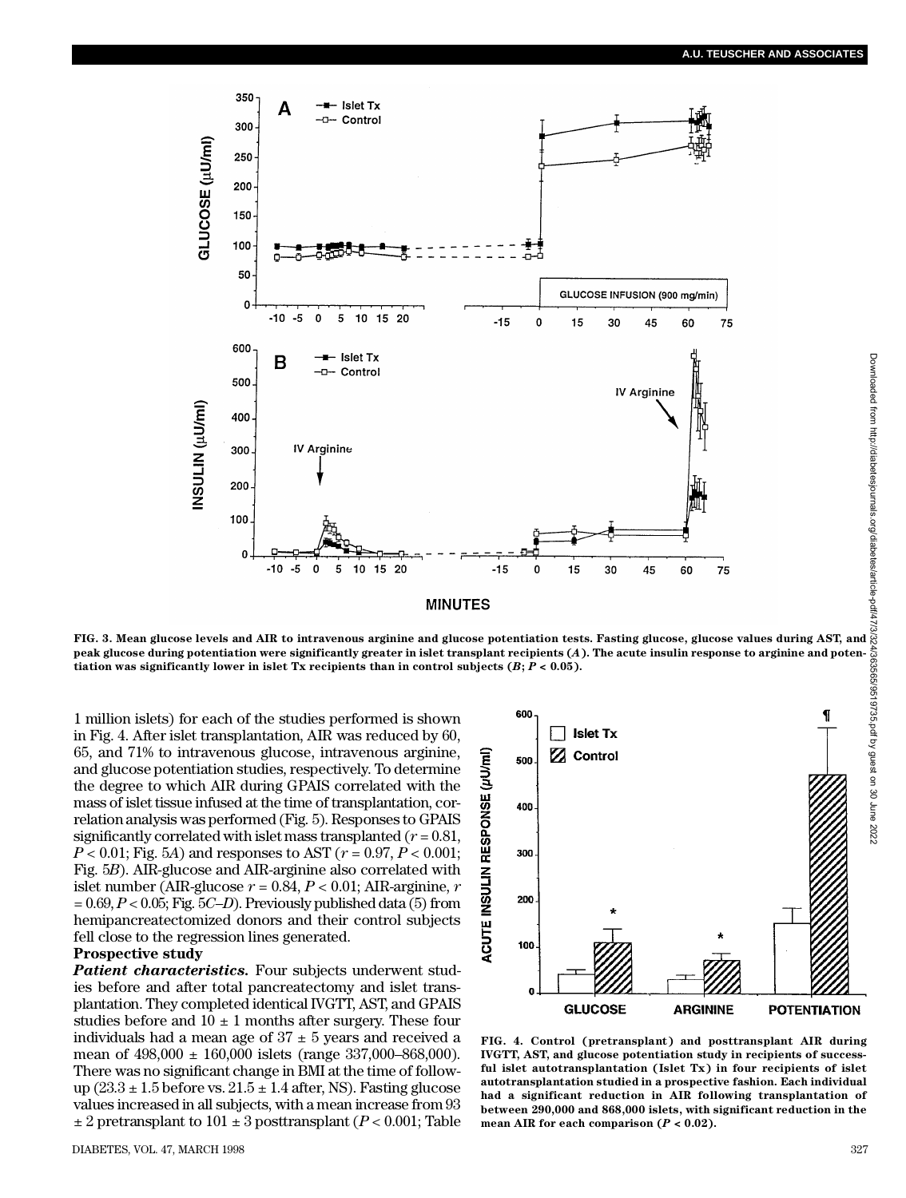FIG. 3. Mean glucose levels and AIR to intravenous arginine and glucose potentiation tests. Fasting glucose, glucose values during AST, and peak glucose during potentiation were significantly greater in islet transplant recipients (*A*). The acute insulin response to arginine and potentiation was significantly lower in islet Tx recipients than in control subjects (*B*; $P < 0.05$).

1 million islets) for each of the studies performed is shown in Fig. 4. After islet transplantation, AIR was reduced by 60, 65, and 71% to intravenous glucose, intravenous arginine, and glucose potentiation studies, respectively. To determine the degree to which AIR during GPAIS correlated with the mass of islet tissue infused at the time of transplantation, correlation analysis was performed (Fig. 5). Responses to GPAIS significantly correlated with islet mass transplanted ($r = 0.81$, $P < 0.01$; Fig. 5*A*) and responses to AST ($r = 0.97$, $P < 0.001$; Fig. 5*B*). AIR-glucose and AIR-arginine also correlated with islet number (AIR-glucose $r = 0.84$, $P < 0.01$; AIR-arginine, $r = 0.69$, $P < 0.05$; Fig. 5*C–D*). Previously published data (5) from hemipancreatectomized donors and their control subjects fell close to the regression lines generated.

**Prospective study**

***Patient characteristics.*** Four subjects underwent studies before and after total pancreatectomy and islet transplantation. They completed identical IVGTT, AST, and GPAIS studies before and 10 ± 1 months after surgery. These four individuals had a mean age of 37 ± 5 years and received a mean of 498,000 ± 160,000 islets (range 337,000–868,000). There was no significant change in BMI at the time of follow-up (23.3 ± 1.5 before vs. 21.5 ± 1.4 after, NS). Fasting glucose values increased in all subjects, with a mean increase from 93 ± 2 pretransplant to 101 ± 3 posttransplant ($P < 0.001$; Table

FIG. 4. Control (pretransplant) and posttransplant AIR during IVGTT, AST, and glucose potentiation study in recipients of successful islet autotransplantation (Islet Tx) in four recipients of islet autotransplantation studied in a prospective fashion. Each individual had a significant reduction in AIR following transplantation of between 290,000 and 868,000 islets, with significant reduction in the mean AIR for each comparison ($P < 0.02$).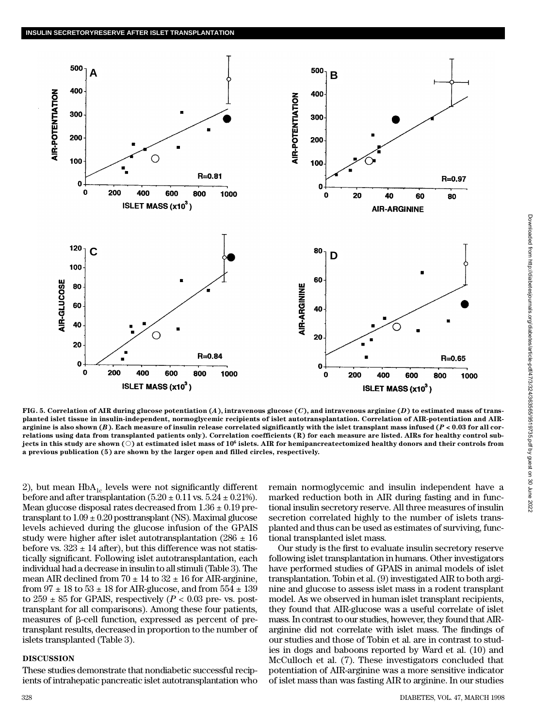**FIG. 5. Correlation of AIR during glucose potentiation (*A*), intravenous glucose (*C*), and intravenous arginine (*D*) to estimated mass of transplanted islet tissue in insulin-independent, normoglycemic recipients of islet autotransplantation. Correlation of AIR-potentiation and AIR-arginine is also shown (*B*). Each measure of insulin release correlated significantly with the islet transplant mass infused ($P < 0.03$ for all correlations using data from transplanted patients only). Correlation coefficients (R) for each measure are listed. AIRs for healthy control subjects in this study are shown (○) at estimated islet mass of $10^6$ islets. AIR for hemipancreatectomized healthy donors and their controls from a previous publication (5) are shown by the larger open and filled circles, respectively.**

2), but mean $HbA_{1c}$ levels were not significantly different before and after transplantation ($5.20 \pm 0.11$ vs. $5.24 \pm 0.21\%$). Mean glucose disposal rates decreased from $1.36 \pm 0.19$ pretransplant to $1.09 \pm 0.20$ posttransplant (NS). Maximal glucose levels achieved during the glucose infusion of the GPAIS study were higher after islet autotransplantation ($286 \pm 16$ before vs. $323 \pm 14$ after), but this difference was not statistically significant. Following islet autotransplantation, each individual had a decrease in insulin to all stimuli (Table 3). The mean AIR declined from $70 \pm 14$ to $32 \pm 16$ for AIR-arginine, from $97 \pm 18$ to $53 \pm 18$ for AIR-glucose, and from $554 \pm 139$ to $259 \pm 85$ for GPAIS, respectively ($P < 0.03$ pre- vs. posttransplant for all comparisons). Among these four patients, measures of β-cell function, expressed as percent of pretransplant results, decreased in proportion to the number of islets transplanted (Table 3).

## DISCUSSION

These studies demonstrate that nondiabetic successful recipients of intrahepatic pancreatic islet autotransplantation who remain normoglycemic and insulin independent have a marked reduction both in AIR during fasting and in functional insulin secretory reserve. All three measures of insulin secretion correlated highly to the number of islets transplanted and thus can be used as estimates of surviving, functional transplanted islet mass.

Our study is the first to evaluate insulin secretory reserve following islet transplantation in humans. Other investigators have performed studies of GPAIS in animal models of islet transplantation. Tobin et al. (9) investigated AIR to both arginine and glucose to assess islet mass in a rodent transplant model. As we observed in human islet transplant recipients, they found that AIR-glucose was a useful correlate of islet mass. In contrast to our studies, however, they found that AIR-arginine did not correlate with islet mass. The findings of our studies and those of Tobin et al. are in contrast to studies in dogs and baboons reported by Ward et al. (10) and McCulloch et al. (7). These investigators concluded that potentiation of AIR-arginine was a more sensitive indicator of islet mass than was fasting AIR to arginine. In our studies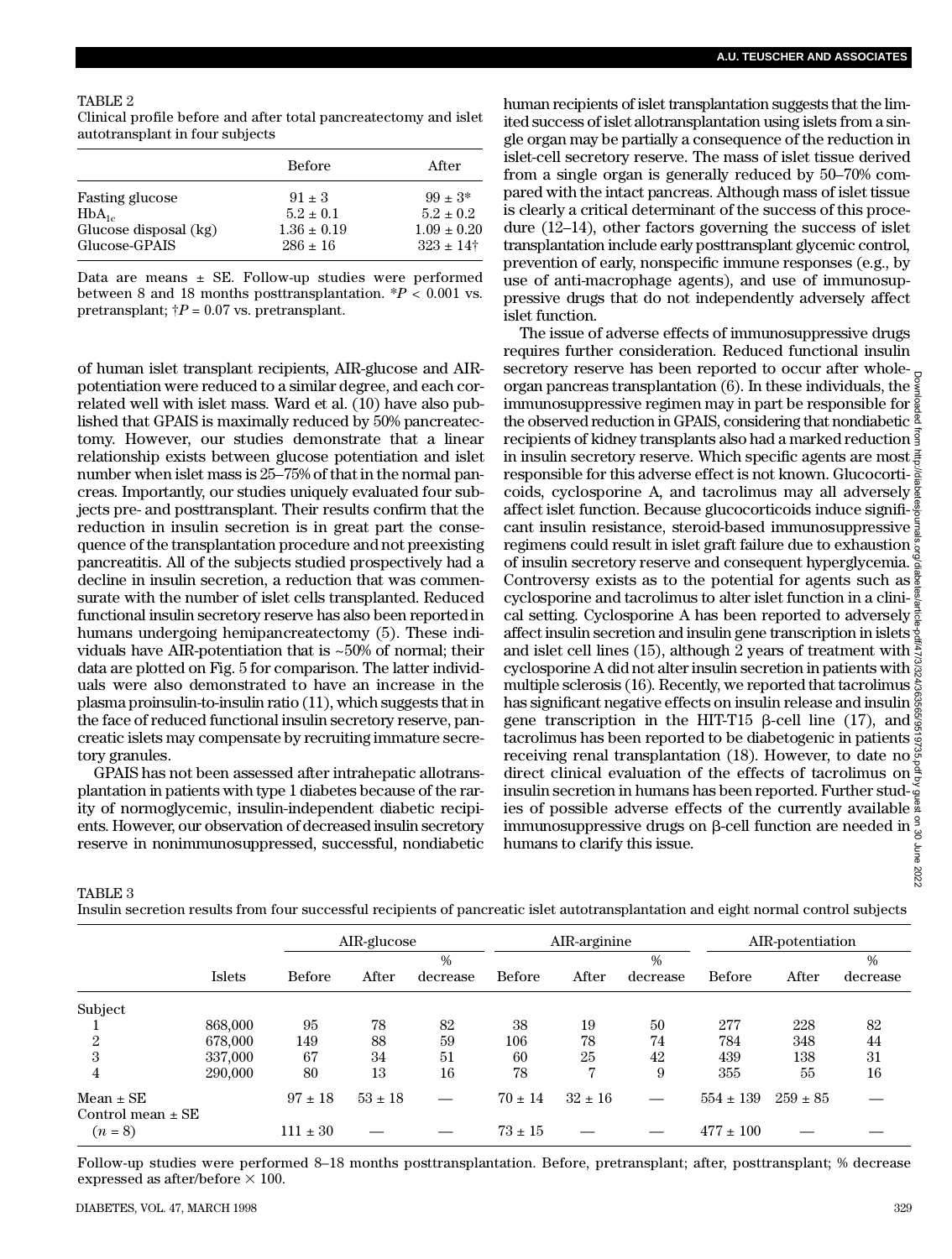TABLE 2

Clinical profile before and after total pancreatectomy and islet autotransplant in four subjects

| | Before | After |
|---|---|---|
| Fasting glucose | 91 ± 3 | 99 ± 3* |
| $HbA_{1c}$ | 5.2 ± 0.1 | 5.2 ± 0.2 |
| Glucose disposal (kg) | 1.36 ± 0.19 | 1.09 ± 0.20 |
| Glucose-GPAIS | 286 ± 16 | 323 ± 14† |

Data are means ± SE. Follow-up studies were performed between 8 and 18 months posttransplantation. *$P$ < 0.001 vs. pretransplant; †$P$ = 0.07 vs. pretransplant.

of human islet transplant recipients, AIR-glucose and AIR-potentiation were reduced to a similar degree, and each correlated well with islet mass. Ward et al. (10) have also published that GPAIS is maximally reduced by 50% pancreatectomy. However, our studies demonstrate that a linear relationship exists between glucose potentiation and islet number when islet mass is 25–75% of that in the normal pancreas. Importantly, our studies uniquely evaluated four subjects pre- and posttransplant. Their results confirm that the reduction in insulin secretion is in great part the consequence of the transplantation procedure and not preexisting pancreatitis. All of the subjects studied prospectively had a decline in insulin secretion, a reduction that was commensurate with the number of islet cells transplanted. Reduced functional insulin secretory reserve has also been reported in humans undergoing hemipancreatectomy (5). These individuals have AIR-potentiation that is ~50% of normal; their data are plotted on Fig. 5 for comparison. The latter individuals were also demonstrated to have an increase in the plasma proinsulin-to-insulin ratio (11), which suggests that in the face of reduced functional insulin secretory reserve, pancreatic islets may compensate by recruiting immature secretory granules.

GPAIS has not been assessed after intrahepatic allotransplantation in patients with type 1 diabetes because of the rarity of normoglycemic, insulin-independent diabetic recipients. However, our observation of decreased insulin secretory reserve in nonimmunosuppressed, successful, nondiabetic human recipients of islet transplantation suggests that the limited success of islet allotransplantation using islets from a single organ may be partially a consequence of the reduction in islet-cell secretory reserve. The mass of islet tissue derived from a single organ is generally reduced by 50–70% compared with the intact pancreas. Although mass of islet tissue is clearly a critical determinant of the success of this procedure (12–14), other factors governing the success of islet transplantation include early posttransplant glycemic control, prevention of early, nonspecific immune responses (e.g., by use of anti-macrophage agents), and use of immunosuppressive drugs that do not independently adversely affect islet function.

The issue of adverse effects of immunosuppressive drugs requires further consideration. Reduced functional insulin secretory reserve has been reported to occur after whole-organ pancreas transplantation (6). In these individuals, the immunosuppressive regimen may in part be responsible for the observed reduction in GPAIS, considering that nondiabetic recipients of kidney transplants also had a marked reduction in insulin secretory reserve. Which specific agents are most responsible for this adverse effect is not known. Glucocorticoids, cyclosporine A, and tacrolimus may all adversely affect islet function. Because glucocorticoids induce significant insulin resistance, steroid-based immunosuppressive regimens could result in islet graft failure due to exhaustion of insulin secretory reserve and consequent hyperglycemia. Controversy exists as to the potential for agents such as cyclosporine and tacrolimus to alter islet function in a clinical setting. Cyclosporine A has been reported to adversely affect insulin secretion and insulin gene transcription in islets and islet cell lines (15), although 2 years of treatment with cyclosporine A did not alter insulin secretion in patients with multiple sclerosis (16). Recently, we reported that tacrolimus has significant negative effects on insulin release and insulin gene transcription in the HIT-T15 β-cell line (17), and tacrolimus has been reported to be diabetogenic in patients receiving renal transplantation (18). However, to date no direct clinical evaluation of the effects of tacrolimus on insulin secretion in humans has been reported. Further studies of possible adverse effects of the currently available immunosuppressive drugs on β-cell function are needed in humans to clarify this issue.

TABLE 3

Insulin secretion results from four successful recipients of pancreatic islet autotransplantation and eight normal control subjects

| | | AIR-glucose | | | AIR-arginine | | | AIR-potentiation | | |
|---|---|---|---|---|---|---|---|---|---|---|
| | Islets | Before | After | % decrease | Before | After | % decrease | Before | After | % decrease |
| Subject | | | | | | | | | | |
| 1 | 868,000 | 95 | 78 | 82 | 38 | 19 | 50 | 277 | 228 | 82 |
| 2 | 678,000 | 149 | 88 | 59 | 106 | 78 | 74 | 784 | 348 | 44 |
| 3 | 337,000 | 67 | 34 | 51 | 60 | 25 | 42 | 439 | 138 | 31 |
| 4 | 290,000 | 80 | 13 | 16 | 78 | 7 | 9 | 355 | 55 | 16 |
| Mean ± SE | | 97 ± 18 | 53 ± 18 | — | 70 ± 14 | 32 ± 16 | — | 554 ± 139 | 259 ± 85 | — |
| Control mean ± SE ($n$ = 8) | | 111 ± 30 | — | — | 73 ± 15 | — | — | 477 ± 100 | — | — |

Follow-up studies were performed 8–18 months posttransplantation. Before, pretransplant; after, posttransplant; % decrease expressed as after/before × 100.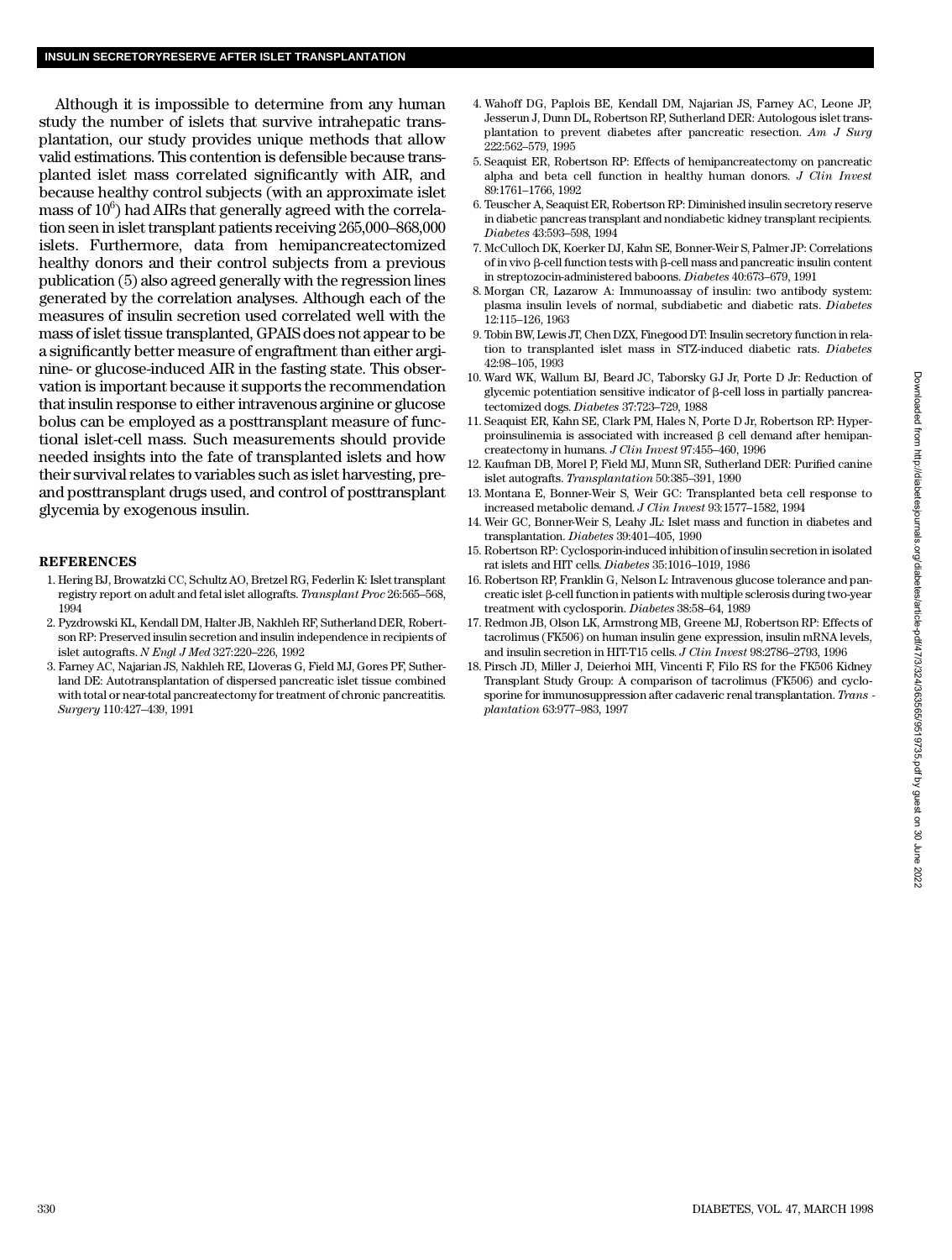Although it is impossible to determine from any human study the number of islets that survive intrahepatic transplantation, our study provides unique methods that allow valid estimations. This contention is defensible because transplanted islet mass correlated significantly with AIR, and because healthy control subjects (with an approximate islet mass of $10^6$) had AIRs that generally agreed with the correlation seen in islet transplant patients receiving 265,000–868,000 islets. Furthermore, data from hemipancreatectomized healthy donors and their control subjects from a previous publication (5) also agreed generally with the regression lines generated by the correlation analyses. Although each of the measures of insulin secretion used correlated well with the mass of islet tissue transplanted, GPAIS does not appear to be a significantly better measure of engraftment than either arginine- or glucose-induced AIR in the fasting state. This observation is important because it supports the recommendation that insulin response to either intravenous arginine or glucose bolus can be employed as a posttransplant measure of functional islet-cell mass. Such measurements should provide needed insights into the fate of transplanted islets and how their survival relates to variables such as islet harvesting, pre- and posttransplant drugs used, and control of posttransplant glycemia by exogenous insulin.

## REFERENCES

1. Hering BJ, Browatzki CC, Schultz AO, Bretzel RG, Federlin K: Islet transplant registry report on adult and fetal islet allografts. *Transplant Proc* 26:565–568, 1994
2. Pyzdrowski KL, Kendall DM, Halter JB, Nakhleh RF, Sutherland DER, Robertson RP: Preserved insulin secretion and insulin independence in recipients of islet autografts. *N Engl J Med* 327:220–226, 1992
3. Farney AC, Najarian JS, Nakhleh RE, Lloveras G, Field MJ, Gores PF, Sutherland DE: Autotransplantation of dispersed pancreatic islet tissue combined with total or near-total pancreatectomy for treatment of chronic pancreatitis. *Surgery* 110:427–439, 1991
4. Wahoff DG, Paplois BE, Kendall DM, Najarian JS, Farney AC, Leone JP, Jesserun J, Dunn DL, Robertson RP, Sutherland DER: Autologous islet transplantation to prevent diabetes after pancreatic resection. *Am J Surg* 222:562–579, 1995
5. Seaquist ER, Robertson RP: Effects of hemipancreatectomy on pancreatic alpha and beta cell function in healthy human donors. *J Clin Invest* 89:1761–1766, 1992
6. Teuscher A, Seaquist ER, Robertson RP: Diminished insulin secretory reserve in diabetic pancreas transplant and nondiabetic kidney transplant recipients. *Diabetes* 43:593–598, 1994
7. McCulloch DK, Koerker DJ, Kahn SE, Bonner-Weir S, Palmer JP: Correlations of in vivo β-cell function tests with β-cell mass and pancreatic insulin content in streptozocin-administered baboons. *Diabetes* 40:673–679, 1991
8. Morgan CR, Lazarow A: Immunoassay of insulin: two antibody system: plasma insulin levels of normal, subdiabetic and diabetic rats. *Diabetes* 12:115–126, 1963
9. Tobin BW, Lewis JT, Chen DZX, Finegood DT: Insulin secretory function in relation to transplanted islet mass in STZ-induced diabetic rats. *Diabetes* 42:98–105, 1993
10. Ward WK, Wallum BJ, Beard JC, Taborsky GJ Jr, Porte D Jr: Reduction of glycemic potentiation sensitive indicator of β-cell loss in partially pancreatectomized dogs. *Diabetes* 37:723–729, 1988
11. Seaquist ER, Kahn SE, Clark PM, Hales N, Porte D Jr, Robertson RP: Hyperproinsulinemia is associated with increased β cell demand after hemipancreatectomy in humans. *J Clin Invest* 97:455–460, 1996
12. Kaufman DB, Morel P, Field MJ, Munn SR, Sutherland DER: Purified canine islet autografts. *Transplantation* 50:385–391, 1990
13. Montana E, Bonner-Weir S, Weir GC: Transplanted beta cell response to increased metabolic demand. *J Clin Invest* 93:1577–1582, 1994
14. Weir GC, Bonner-Weir S, Leahy JL: Islet mass and function in diabetes and transplantation. *Diabetes* 39:401–405, 1990
15. Robertson RP: Cyclosporin-induced inhibition of insulin secretion in isolated rat islets and HIT cells. *Diabetes* 35:1016–1019, 1986
16. Robertson RP, Franklin G, Nelson L: Intravenous glucose tolerance and pancreatic islet β-cell function in patients with multiple sclerosis during two-year treatment with cyclosporin. *Diabetes* 38:58–64, 1989
17. Redmon JB, Olson LK, Armstrong MB, Greene MJ, Robertson RP: Effects of tacrolimus (FK506) on human insulin gene expression, insulin mRNA levels, and insulin secretion in HIT-T15 cells. *J Clin Invest* 98:2786–2793, 1996
18. Pirsch JD, Miller J, Deierhoi MH, Vincenti F, Filo RS for the FK506 Kidney Transplant Study Group: A comparison of tacrolimus (FK506) and cyclosporine for immunosuppression after cadaveric renal transplantation. *Transplantation* 63:977–983, 1997